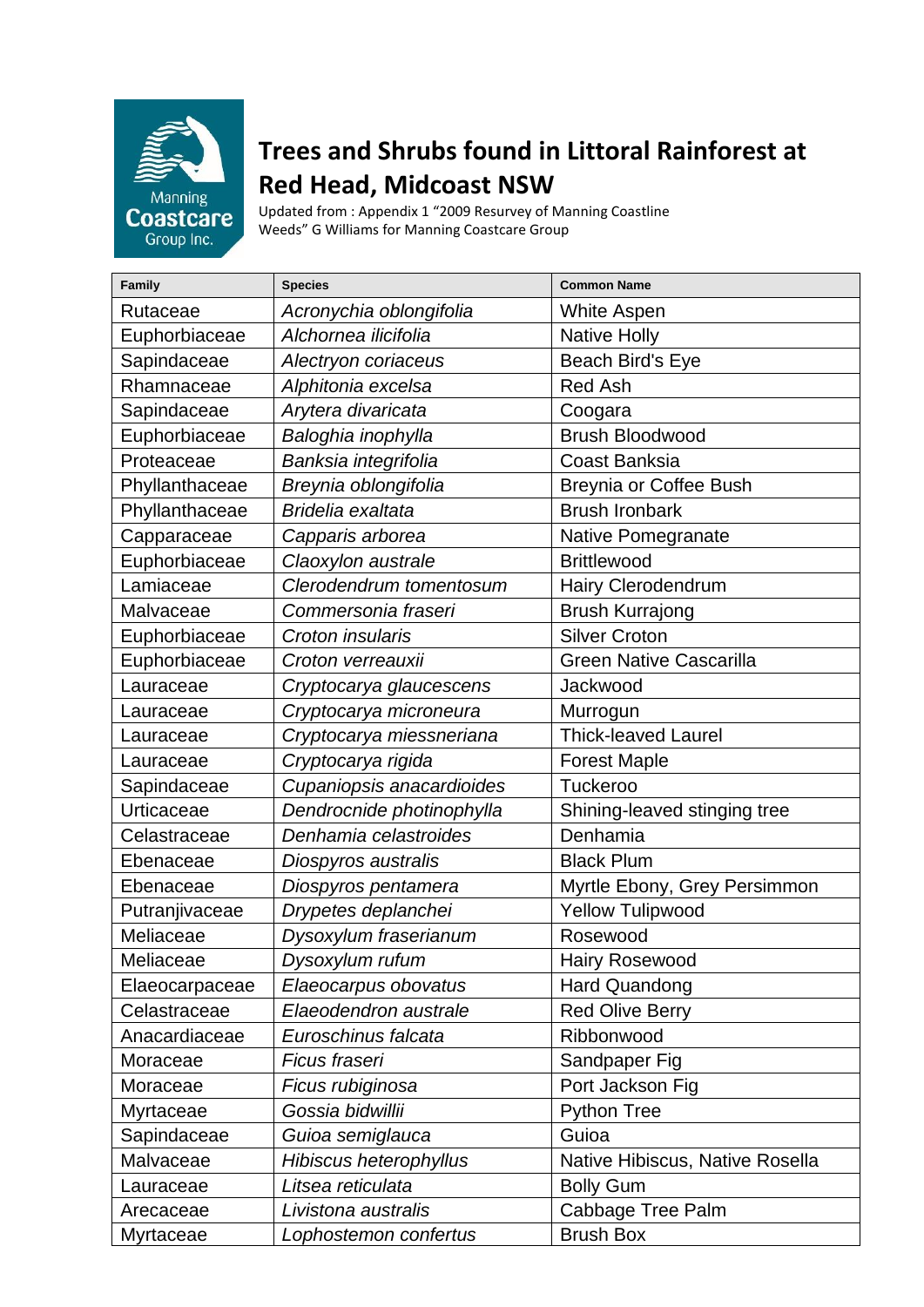# Trees and Shrubs found in Littoral Rainforest at Red Head, Midcoast NSW

Updated from : Appendix 1 "2009 Resurvey of Manning Coastline Weeds" G Williams for Manning Coastcare Group

| Family | Species | Common Name |
|---|---|---|
| Rutaceae | *Acronychia oblongifolia* | White Aspen |
| Euphorbiaceae | *Alchornea ilicifolia* | Native Holly |
| Sapindaceae | *Alectryon coriaceus* | Beach Bird's Eye |
| Rhamnaceae | *Alphitonia excelsa* | Red Ash |
| Sapindaceae | *Arytera divaricata* | Coogara |
| Euphorbiaceae | *Baloghia inophylla* | Brush Bloodwood |
| Proteaceae | *Banksia integrifolia* | Coast Banksia |
| Phyllanthaceae | *Breynia oblongifolia* | Breynia or Coffee Bush |
| Phyllanthaceae | *Bridelia exaltata* | Brush Ironbark |
| Capparaceae | *Capparis arborea* | Native Pomegranate |
| Euphorbiaceae | *Claoxylon australe* | Brittlewood |
| Lamiaceae | *Clerodendrum tomentosum* | Hairy Clerodendrum |
| Malvaceae | *Commersonia fraseri* | Brush Kurrajong |
| Euphorbiaceae | *Croton insularis* | Silver Croton |
| Euphorbiaceae | *Croton verreauxii* | Green Native Cascarilla |
| Lauraceae | *Cryptocarya glaucescens* | Jackwood |
| Lauraceae | *Cryptocarya microneura* | Murrogun |
| Lauraceae | *Cryptocarya miessneriana* | Thick-leaved Laurel |
| Lauraceae | *Cryptocarya rigida* | Forest Maple |
| Sapindaceae | *Cupaniopsis anacardioides* | Tuckeroo |
| Urticaceae | *Dendrocnide photinophylla* | Shining-leaved stinging tree |
| Celastraceae | *Denhamia celastroides* | Denhamia |
| Ebenaceae | *Diospyros australis* | Black Plum |
| Ebenaceae | *Diospyros pentamera* | Myrtle Ebony, Grey Persimmon |
| Putranjivaceae | *Drypetes deplanchei* | Yellow Tulipwood |
| Meliaceae | *Dysoxylum fraserianum* | Rosewood |
| Meliaceae | *Dysoxylum rufum* | Hairy Rosewood |
| Elaeocarpaceae | *Elaeocarpus obovatus* | Hard Quandong |
| Celastraceae | *Elaeodendron australe* | Red Olive Berry |
| Anacardiaceae | *Euroschinus falcata* | Ribbonwood |
| Moraceae | *Ficus fraseri* | Sandpaper Fig |
| Moraceae | *Ficus rubiginosa* | Port Jackson Fig |
| Myrtaceae | *Gossia bidwillii* | Python Tree |
| Sapindaceae | *Guioa semiglauca* | Guioa |
| Malvaceae | *Hibiscus heterophyllus* | Native Hibiscus, Native Rosella |
| Lauraceae | *Litsea reticulata* | Bolly Gum |
| Arecaceae | *Livistona australis* | Cabbage Tree Palm |
| Myrtaceae | *Lophostemon confertus* | Brush Box |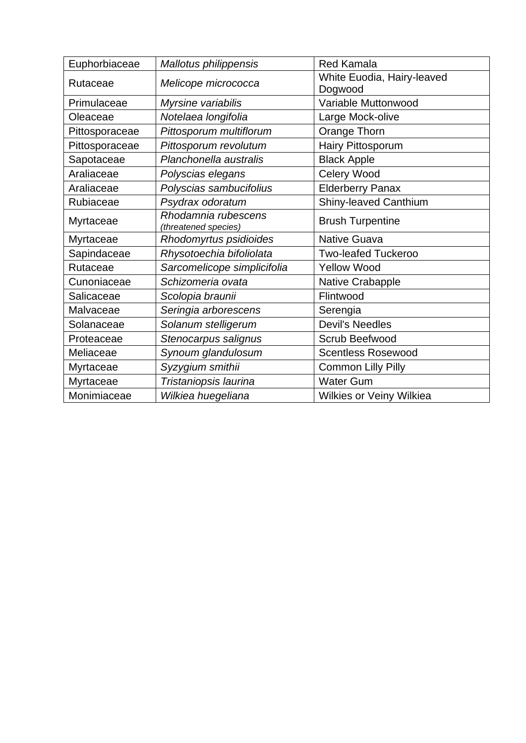| | | |
|---|---|---|
| Euphorbiaceae | *Mallotus philippensis* | Red Kamala |
| Rutaceae | *Melicope micrococca* | White Euodia, Hairy-leaved Dogwood |
| Primulaceae | *Myrsine variabilis* | Variable Muttonwood |
| Oleaceae | *Notelaea longifolia* | Large Mock-olive |
| Pittosporaceae | *Pittosporum multiflorum* | Orange Thorn |
| Pittosporaceae | *Pittosporum revolutum* | Hairy Pittosporum |
| Sapotaceae | *Planchonella australis* | Black Apple |
| Araliaceae | *Polyscias elegans* | Celery Wood |
| Araliaceae | *Polyscias sambucifolius* | Elderberry Panax |
| Rubiaceae | *Psydrax odoratum* | Shiny-leaved Canthium |
| Myrtaceae | *Rhodamnia rubescens* *(threatened species)* | Brush Turpentine |
| Myrtaceae | *Rhodomyrtus psidioides* | Native Guava |
| Sapindaceae | *Rhysotoechia bifoliolata* | Two-leafed Tuckeroo |
| Rutaceae | *Sarcomelicope simplicifolia* | Yellow Wood |
| Cunoniaceae | *Schizomeria ovata* | Native Crabapple |
| Salicaceae | *Scolopia braunii* | Flintwood |
| Malvaceae | *Seringia arborescens* | Serengia |
| Solanaceae | *Solanum stelligerum* | Devil's Needles |
| Proteaceae | *Stenocarpus salignus* | Scrub Beefwood |
| Meliaceae | *Synoum glandulosum* | Scentless Rosewood |
| Myrtaceae | *Syzygium smithii* | Common Lilly Pilly |
| Myrtaceae | *Tristaniopsis laurina* | Water Gum |
| Monimiaceae | *Wilkiea huegeliana* | Wilkies or Veiny Wilkiea |